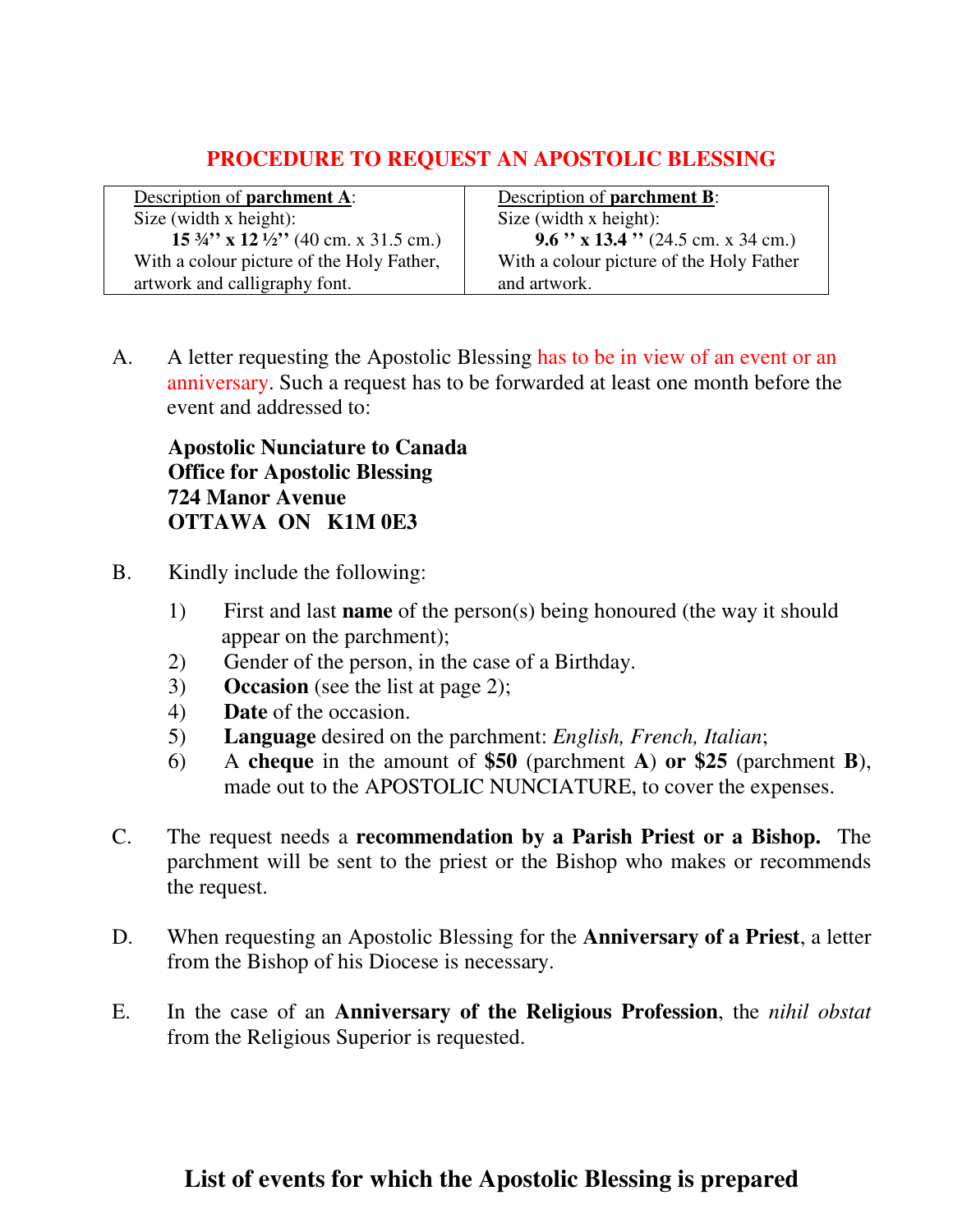# PROCEDURE TO REQUEST AN APOSTOLIC BLESSING

| Description of **parchment A**: | Description of **parchment B**: |
|---|---|
| Size (width x height):<br>**15 ¾'' x 12 ½''** (40 cm. x 31.5 cm.)<br>With a colour picture of the Holy Father, artwork and calligraphy font. | Size (width x height):<br>**9.6 '' x 13.4 ''** (24.5 cm. x 34 cm.)<br>With a colour picture of the Holy Father and artwork. |

A. A letter requesting the Apostolic Blessing has to be in view of an event or an anniversary. Such a request has to be forwarded at least one month before the event and addressed to:

**Apostolic Nunciature to Canada**
**Office for Apostolic Blessing**
**724 Manor Avenue**
**OTTAWA ON K1M 0E3**

B. Kindly include the following:

1) First and last **name** of the person(s) being honoured (the way it should appear on the parchment);
2) Gender of the person, in the case of a Birthday.
3) **Occasion** (see the list at page 2);
4) **Date** of the occasion.
5) **Language** desired on the parchment: *English, French, Italian*;
6) A **cheque** in the amount of **$50** (parchment **A**) **or $25** (parchment **B**), made out to the APOSTOLIC NUNCIATURE, to cover the expenses.

C. The request needs a **recommendation by a Parish Priest or a Bishop.** The parchment will be sent to the priest or the Bishop who makes or recommends the request.

D. When requesting an Apostolic Blessing for the **Anniversary of a Priest**, a letter from the Bishop of his Diocese is necessary.

E. In the case of an **Anniversary of the Religious Profession**, the *nihil obstat* from the Religious Superior is requested.

## List of events for which the Apostolic Blessing is prepared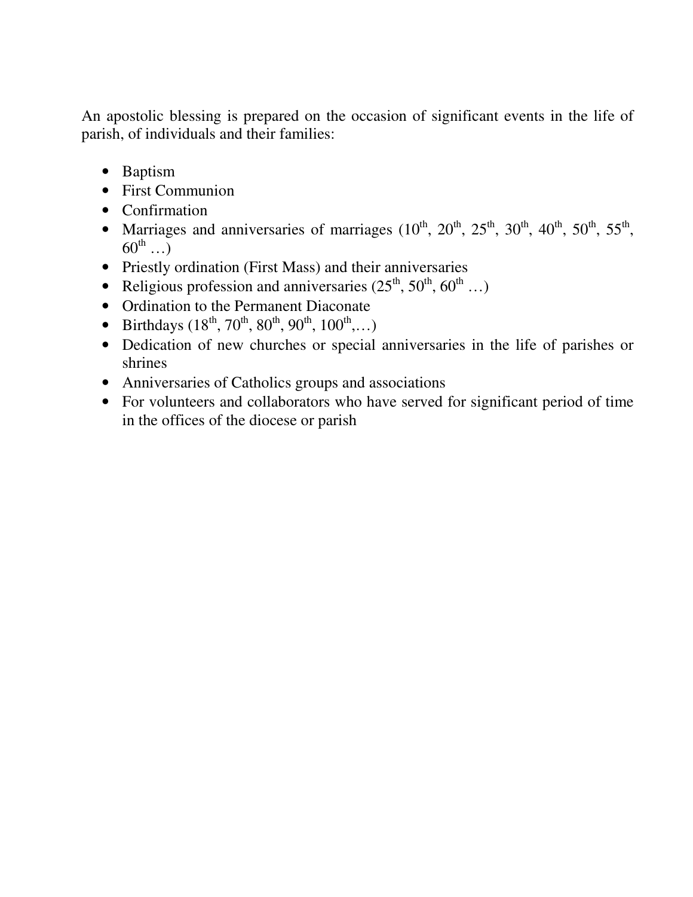An apostolic blessing is prepared on the occasion of significant events in the life of parish, of individuals and their families:

- Baptism
- First Communion
- Confirmation
- Marriages and anniversaries of marriages (10th, 20th, 25th, 30th, 40th, 50th, 55th, 60th …)
- Priestly ordination (First Mass) and their anniversaries
- Religious profession and anniversaries (25th, 50th, 60th …)
- Ordination to the Permanent Diaconate
- Birthdays (18th, 70th, 80th, 90th, 100th,…)
- Dedication of new churches or special anniversaries in the life of parishes or shrines
- Anniversaries of Catholics groups and associations
- For volunteers and collaborators who have served for significant period of time in the offices of the diocese or parish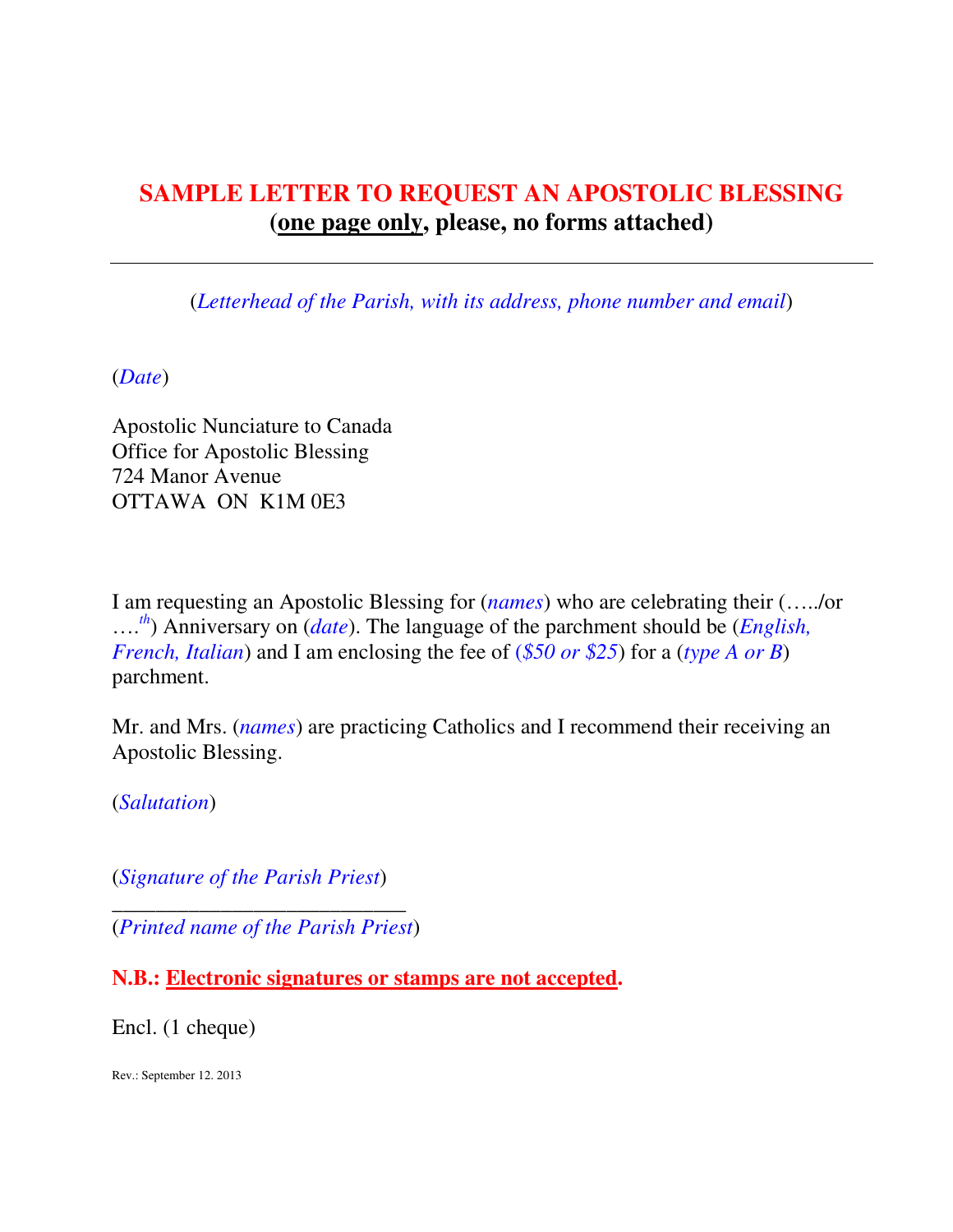# SAMPLE LETTER TO REQUEST AN APOSTOLIC BLESSING

**(<u>one page only</u>, please, no forms attached)**

---

(*Letterhead of the Parish, with its address, phone number and email*)

(*Date*)

Apostolic Nunciature to Canada
Office for Apostolic Blessing
724 Manor Avenue
OTTAWA ON K1M 0E3

I am requesting an Apostolic Blessing for (*names*) who are celebrating their (…../or ….$^{th}$) Anniversary on (*date*). The language of the parchment should be (*English, French, Italian*) and I am enclosing the fee of (*$50 or $25*) for a (*type A or B*) parchment.

Mr. and Mrs. (*names*) are practicing Catholics and I recommend their receiving an Apostolic Blessing.

(*Salutation*)

(*Signature of the Parish Priest*)
___________________________
(*Printed name of the Parish Priest*)

**N.B.: <u>Electronic signatures or stamps are not accepted</u>.**

Encl. (1 cheque)

Rev.: September 12. 2013